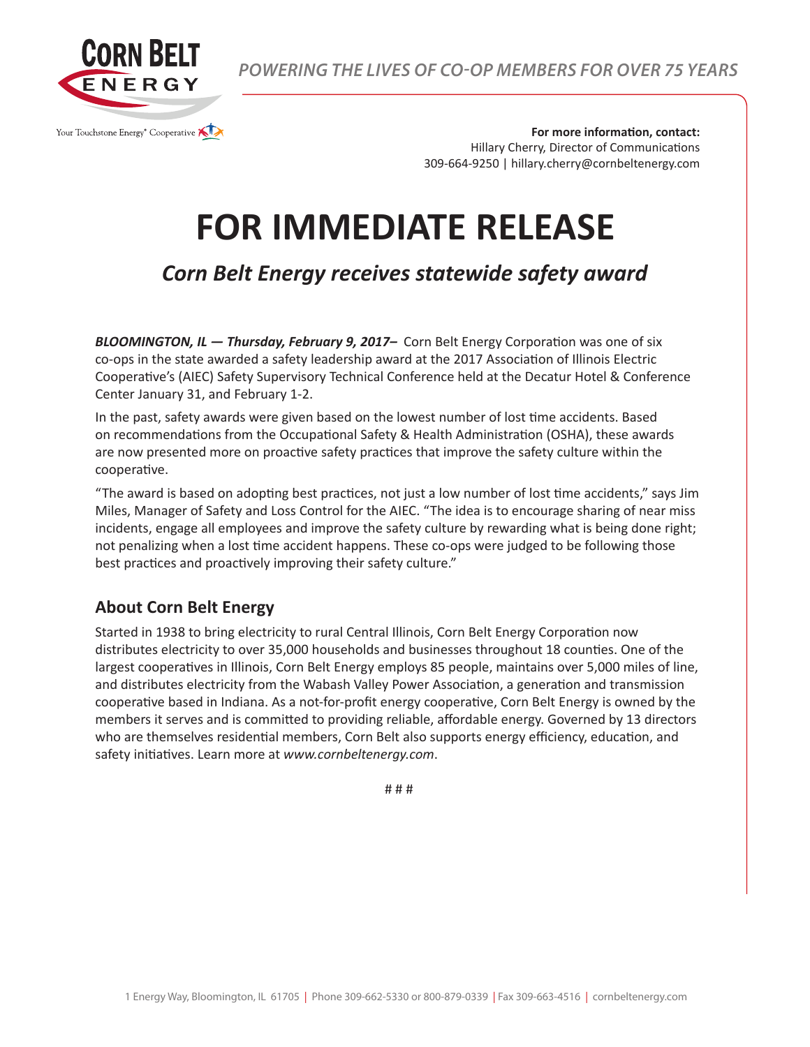**CORN BELT ENERGY**

Your Touchstone Energy® Cooperative

*POWERING THE LIVES OF CO-OP MEMBERS FOR OVER 75 YEARS*

**For more information, contact:**
Hillary Cherry, Director of Communications
309-664-9250 | hillary.cherry@cornbeltenergy.com

# FOR IMMEDIATE RELEASE

## *Corn Belt Energy receives statewide safety award*

***BLOOMINGTON, IL — Thursday, February 9, 2017–*** Corn Belt Energy Corporation was one of six co-ops in the state awarded a safety leadership award at the 2017 Association of Illinois Electric Cooperative's (AIEC) Safety Supervisory Technical Conference held at the Decatur Hotel & Conference Center January 31, and February 1-2.

In the past, safety awards were given based on the lowest number of lost time accidents. Based on recommendations from the Occupational Safety & Health Administration (OSHA), these awards are now presented more on proactive safety practices that improve the safety culture within the cooperative.

"The award is based on adopting best practices, not just a low number of lost time accidents," says Jim Miles, Manager of Safety and Loss Control for the AIEC. "The idea is to encourage sharing of near miss incidents, engage all employees and improve the safety culture by rewarding what is being done right; not penalizing when a lost time accident happens. These co-ops were judged to be following those best practices and proactively improving their safety culture."

## About Corn Belt Energy

Started in 1938 to bring electricity to rural Central Illinois, Corn Belt Energy Corporation now distributes electricity to over 35,000 households and businesses throughout 18 counties. One of the largest cooperatives in Illinois, Corn Belt Energy employs 85 people, maintains over 5,000 miles of line, and distributes electricity from the Wabash Valley Power Association, a generation and transmission cooperative based in Indiana. As a not-for-profit energy cooperative, Corn Belt Energy is owned by the members it serves and is committed to providing reliable, affordable energy. Governed by 13 directors who are themselves residential members, Corn Belt also supports energy efficiency, education, and safety initiatives. Learn more at *www.cornbeltenergy.com*.

# # #

1 Energy Way, Bloomington, IL 61705 | Phone 309-662-5330 or 800-879-0339 | Fax 309-663-4516 | cornbeltenergy.com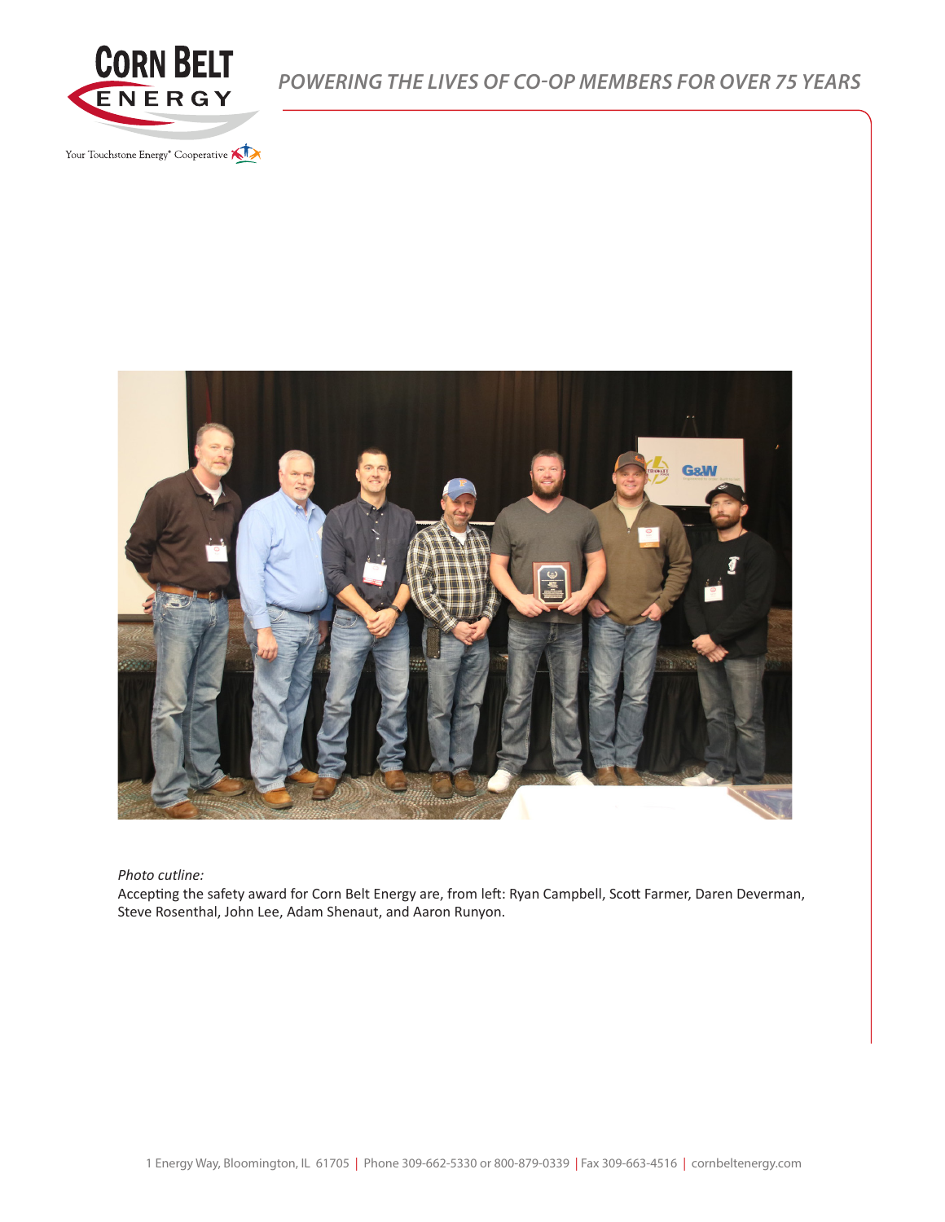*Photo cutline:*

Accepting the safety award for Corn Belt Energy are, from left: Ryan Campbell, Scott Farmer, Daren Deverman, Steve Rosenthal, John Lee, Adam Shenaut, and Aaron Runyon.